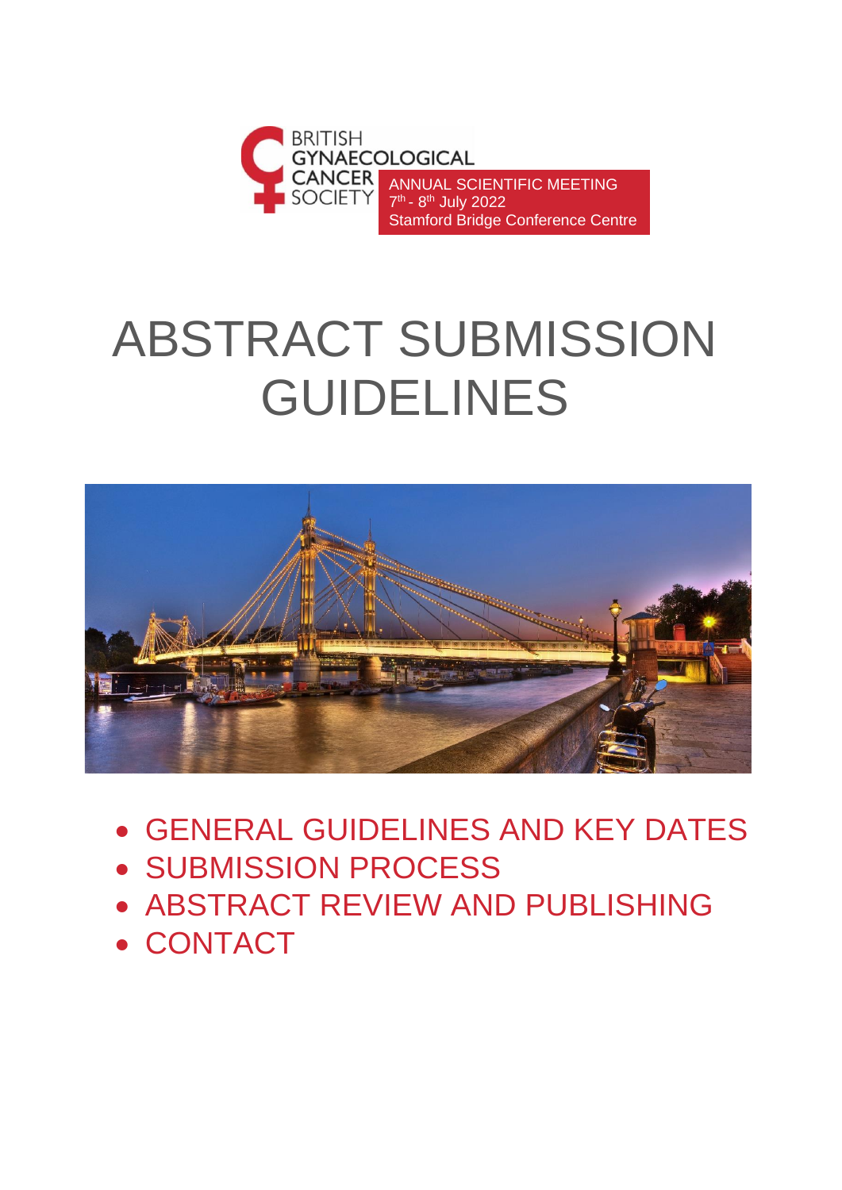BRITISH GYNAECOLOGICAL CANCER SOCIETY

ANNUAL SCIENTIFIC MEETING
7th - 8th July 2022
Stamford Bridge Conference Centre

# ABSTRACT SUBMISSION GUIDELINES

- GENERAL GUIDELINES AND KEY DATES
- SUBMISSION PROCESS
- ABSTRACT REVIEW AND PUBLISHING
- CONTACT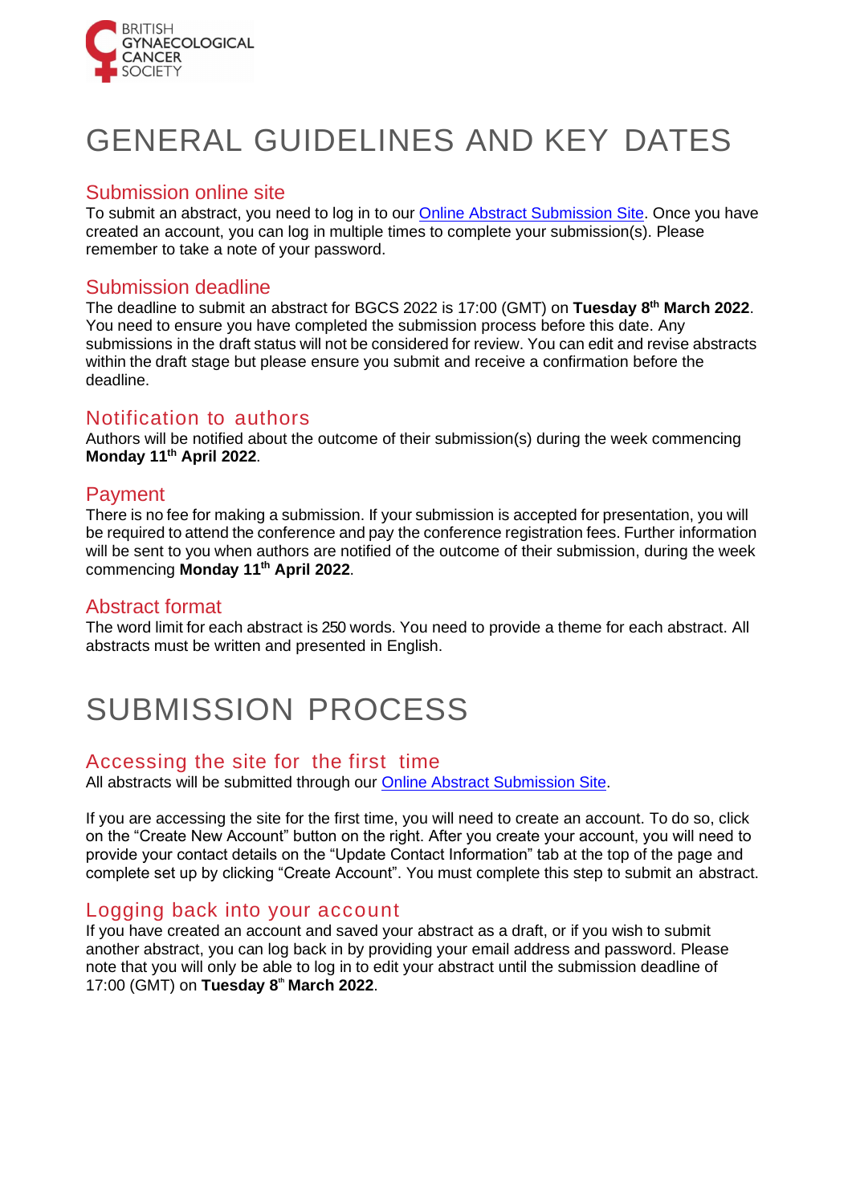# GENERAL GUIDELINES AND KEY DATES

## Submission online site

To submit an abstract, you need to log in to our Online Abstract Submission Site. Once you have created an account, you can log in multiple times to complete your submission(s). Please remember to take a note of your password.

## Submission deadline

The deadline to submit an abstract for BGCS 2022 is 17:00 (GMT) on **Tuesday 8th March 2022**. You need to ensure you have completed the submission process before this date. Any submissions in the draft status will not be considered for review. You can edit and revise abstracts within the draft stage but please ensure you submit and receive a confirmation before the deadline.

## Notification to authors

Authors will be notified about the outcome of their submission(s) during the week commencing **Monday 11th April 2022**.

## Payment

There is no fee for making a submission. If your submission is accepted for presentation, you will be required to attend the conference and pay the conference registration fees. Further information will be sent to you when authors are notified of the outcome of their submission, during the week commencing **Monday 11th April 2022**.

## Abstract format

The word limit for each abstract is 250 words. You need to provide a theme for each abstract. All abstracts must be written and presented in English.

# SUBMISSION PROCESS

## Accessing the site for the first time

All abstracts will be submitted through our Online Abstract Submission Site.

If you are accessing the site for the first time, you will need to create an account. To do so, click on the "Create New Account" button on the right. After you create your account, you will need to provide your contact details on the "Update Contact Information" tab at the top of the page and complete set up by clicking "Create Account". You must complete this step to submit an abstract.

## Logging back into your account

If you have created an account and saved your abstract as a draft, or if you wish to submit another abstract, you can log back in by providing your email address and password. Please note that you will only be able to log in to edit your abstract until the submission deadline of 17:00 (GMT) on **Tuesday 8th March 2022**.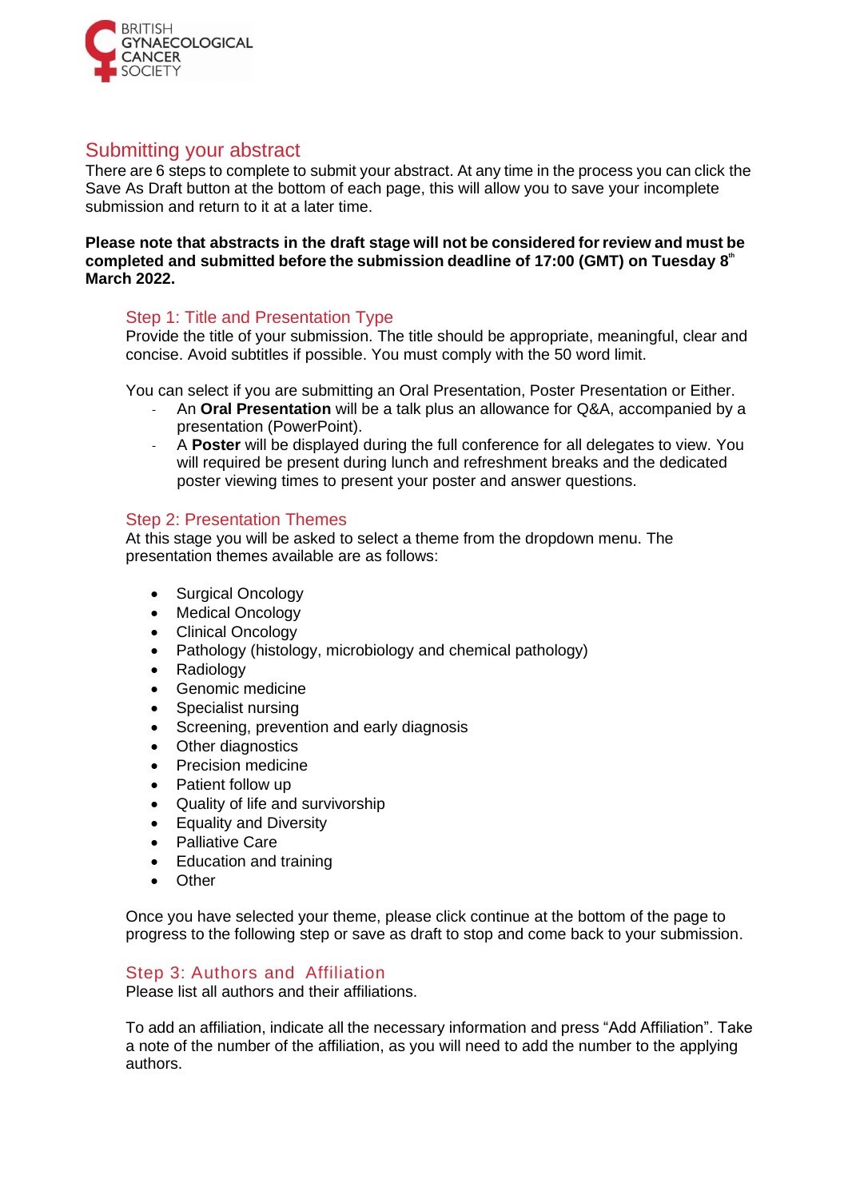## Submitting your abstract

There are 6 steps to complete to submit your abstract. At any time in the process you can click the Save As Draft button at the bottom of each page, this will allow you to save your incomplete submission and return to it at a later time.

**Please note that abstracts in the draft stage will not be considered for review and must be completed and submitted before the submission deadline of 17:00 (GMT) on Tuesday 8th March 2022.**

### Step 1: Title and Presentation Type

Provide the title of your submission. The title should be appropriate, meaningful, clear and concise. Avoid subtitles if possible. You must comply with the 50 word limit.

You can select if you are submitting an Oral Presentation, Poster Presentation or Either.

- An **Oral Presentation** will be a talk plus an allowance for Q&A, accompanied by a presentation (PowerPoint).
- A **Poster** will be displayed during the full conference for all delegates to view. You will required be present during lunch and refreshment breaks and the dedicated poster viewing times to present your poster and answer questions.

### Step 2: Presentation Themes

At this stage you will be asked to select a theme from the dropdown menu. The presentation themes available are as follows:

- Surgical Oncology
- Medical Oncology
- Clinical Oncology
- Pathology (histology, microbiology and chemical pathology)
- Radiology
- Genomic medicine
- Specialist nursing
- Screening, prevention and early diagnosis
- Other diagnostics
- Precision medicine
- Patient follow up
- Quality of life and survivorship
- Equality and Diversity
- Palliative Care
- Education and training
- Other

Once you have selected your theme, please click continue at the bottom of the page to progress to the following step or save as draft to stop and come back to your submission.

### Step 3: Authors and Affiliation

Please list all authors and their affiliations.

To add an affiliation, indicate all the necessary information and press "Add Affiliation". Take a note of the number of the affiliation, as you will need to add the number to the applying authors.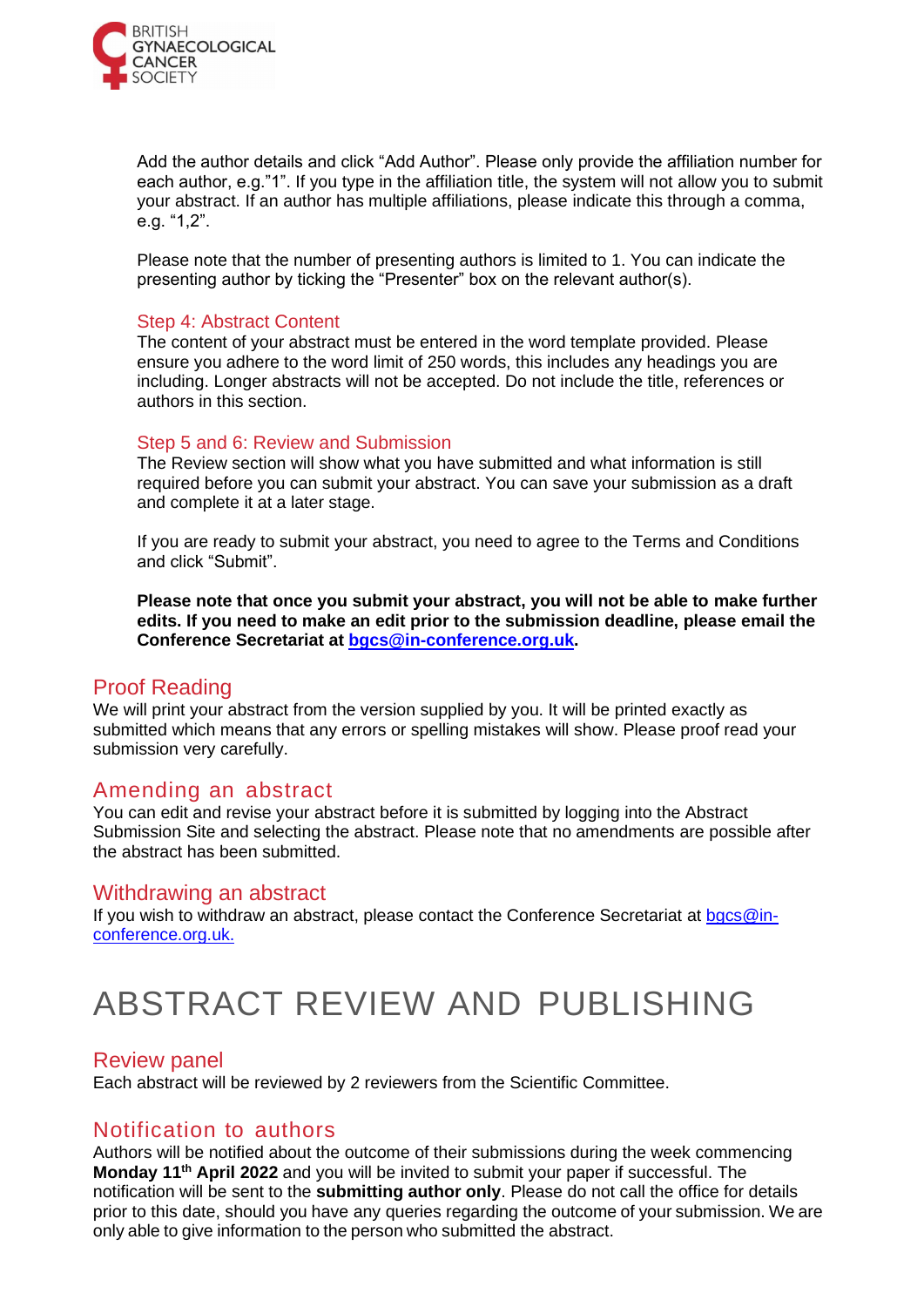Add the author details and click "Add Author". Please only provide the affiliation number for each author, e.g."1". If you type in the affiliation title, the system will not allow you to submit your abstract. If an author has multiple affiliations, please indicate this through a comma, e.g. "1,2".

Please note that the number of presenting authors is limited to 1. You can indicate the presenting author by ticking the "Presenter" box on the relevant author(s).

### Step 4: Abstract Content

The content of your abstract must be entered in the word template provided. Please ensure you adhere to the word limit of 250 words, this includes any headings you are including. Longer abstracts will not be accepted. Do not include the title, references or authors in this section.

### Step 5 and 6: Review and Submission

The Review section will show what you have submitted and what information is still required before you can submit your abstract. You can save your submission as a draft and complete it at a later stage.

If you are ready to submit your abstract, you need to agree to the Terms and Conditions and click "Submit".

**Please note that once you submit your abstract, you will not be able to make further edits. If you need to make an edit prior to the submission deadline, please email the Conference Secretariat at [bgcs@in-conference.org.uk](mailto:bgcs@in-conference.org.uk).**

## Proof Reading

We will print your abstract from the version supplied by you. It will be printed exactly as submitted which means that any errors or spelling mistakes will show. Please proof read your submission very carefully.

## Amending an abstract

You can edit and revise your abstract before it is submitted by logging into the Abstract Submission Site and selecting the abstract. Please note that no amendments are possible after the abstract has been submitted.

## Withdrawing an abstract

If you wish to withdraw an abstract, please contact the Conference Secretariat at [bgcs@in-conference.org.uk.](mailto:bgcs@in-conference.org.uk)

# ABSTRACT REVIEW AND PUBLISHING

## Review panel

Each abstract will be reviewed by 2 reviewers from the Scientific Committee.

## Notification to authors

Authors will be notified about the outcome of their submissions during the week commencing **Monday 11th April 2022** and you will be invited to submit your paper if successful. The notification will be sent to the **submitting author only**. Please do not call the office for details prior to this date, should you have any queries regarding the outcome of your submission. We are only able to give information to the person who submitted the abstract.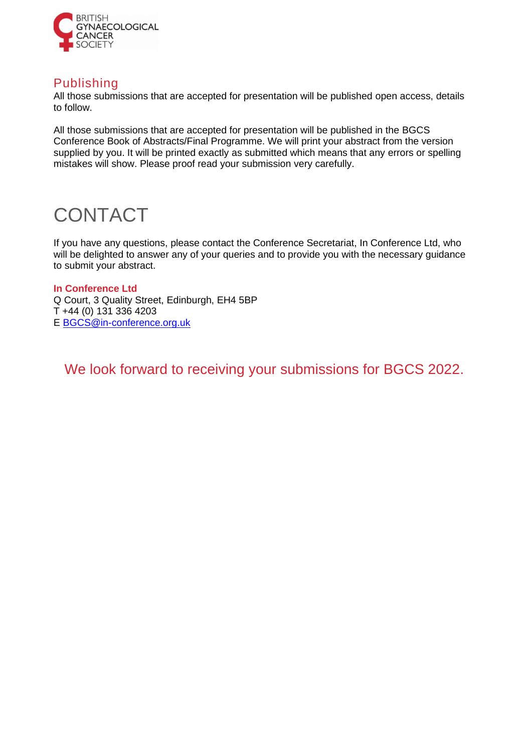## Publishing

All those submissions that are accepted for presentation will be published open access, details to follow.

All those submissions that are accepted for presentation will be published in the BGCS Conference Book of Abstracts/Final Programme. We will print your abstract from the version supplied by you. It will be printed exactly as submitted which means that any errors or spelling mistakes will show. Please proof read your submission very carefully.

# CONTACT

If you have any questions, please contact the Conference Secretariat, In Conference Ltd, who will be delighted to answer any of your queries and to provide you with the necessary guidance to submit your abstract.

**In Conference Ltd**
Q Court, 3 Quality Street, Edinburgh, EH4 5BP
T +44 (0) 131 336 4203
E BGCS@in-conference.org.uk

We look forward to receiving your submissions for BGCS 2022.